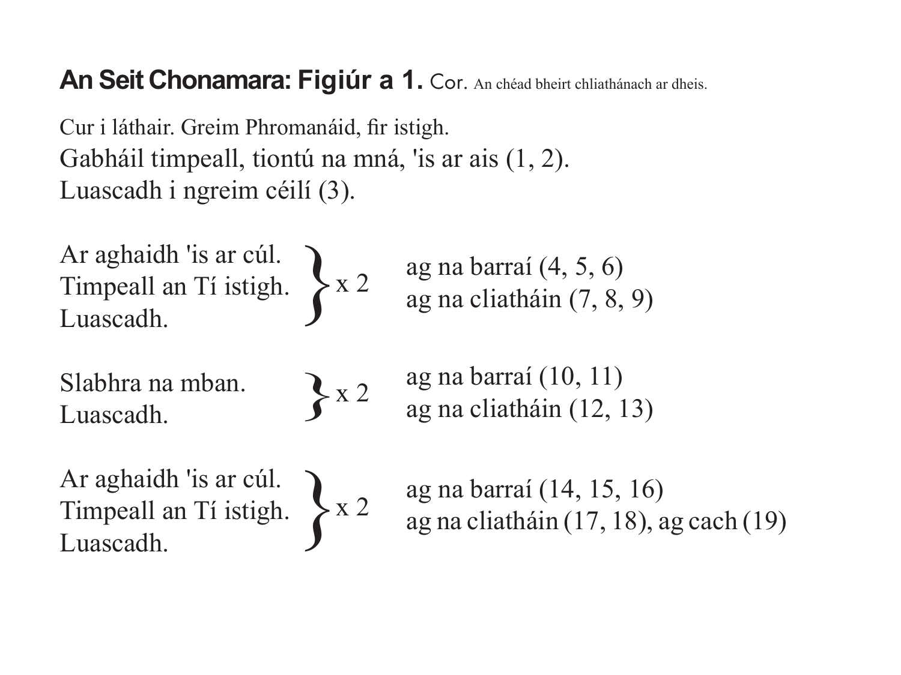**An Seit Chonamara: Figiúr a 1.** Cor. An chéad bheirt chliathánach ar dheis.

Cur i láthair. Greim Phromanáid, fir istigh.
Gabháil timpeall, tiontú na mná, 'is ar ais (1, 2).
Luascadh i ngreim céilí (3).

| | | |
|---|---|---|
| Ar aghaidh 'is ar cúl.<br>Timpeall an Tí istigh.<br>Luascadh. | } x 2 | ag na barraí (4, 5, 6)<br>ag na cliatháin (7, 8, 9) |
| Slabhra na mban.<br>Luascadh. | } x 2 | ag na barraí (10, 11)<br>ag na cliatháin (12, 13) |
| Ar aghaidh 'is ar cúl.<br>Timpeall an Tí istigh.<br>Luascadh. | } x 2 | ag na barraí (14, 15, 16)<br>ag na cliatháin (17, 18), ag cach (19) |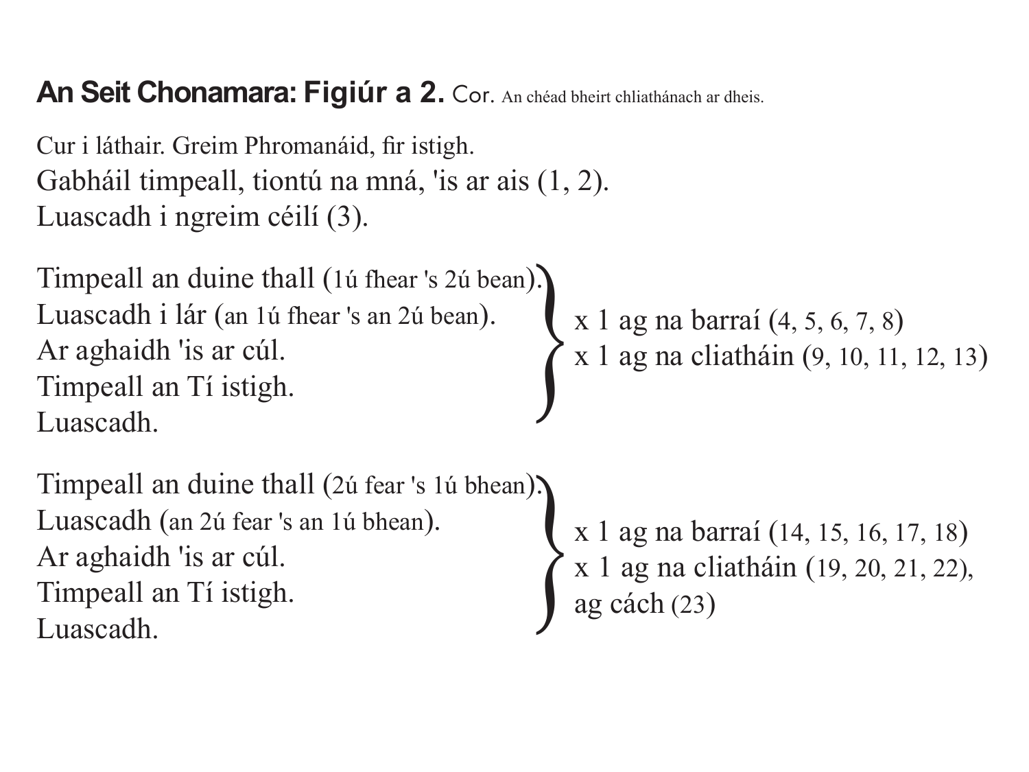**An Seit Chonamara: Figiúr a 2.** Cor. An chéad bheirt chliathánach ar dheis.

Cur i láthair. Greim Phromanáid, fir istigh.
Gabháil timpeall, tiontú na mná, 'is ar ais (1, 2).
Luascadh i ngreim céilí (3).

Timpeall an duine thall (1ú fhear 's 2ú bean).
Luascadh i lár (an 1ú fhear 's an 2ú bean).
Ar aghaidh 'is ar cúl.
Timpeall an Tí istigh.
Luascadh.

} x 1 ag na barraí (4, 5, 6, 7, 8)
x 1 ag na cliatháin (9, 10, 11, 12, 13)

Timpeall an duine thall (2ú fear 's 1ú bhean).
Luascadh (an 2ú fear 's an 1ú bhean).
Ar aghaidh 'is ar cúl.
Timpeall an Tí istigh.
Luascadh.

} x 1 ag na barraí (14, 15, 16, 17, 18)
x 1 ag na cliatháin (19, 20, 21, 22),
ag cách (23)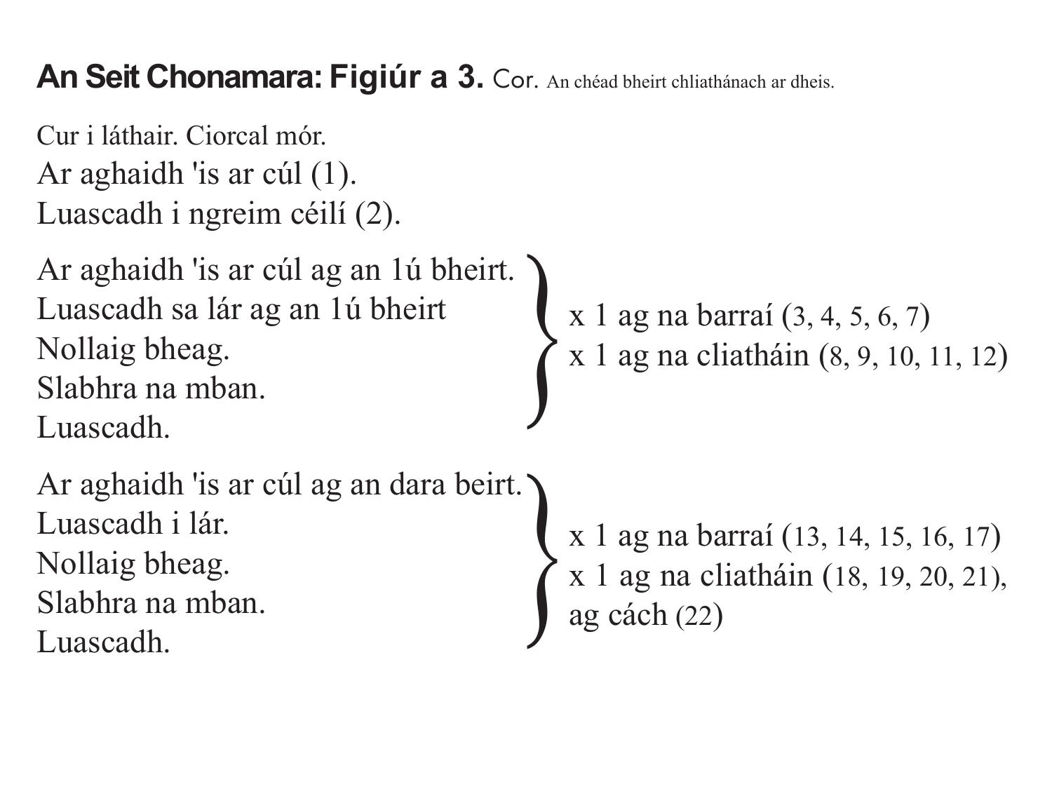**An Seit Chonamara: Figiúr a 3.** Cor. An chéad bheirt chliathánach ar dheis.

Cur i láthair. Ciorcal mór.
Ar aghaidh 'is ar cúl (1).
Luascadh i ngreim céilí (2).

Ar aghaidh 'is ar cúl ag an 1ú bheirt.
Luascadh sa lár ag an 1ú bheirt
Nollaig bheag.
Slabhra na mban.
Luascadh.

} x 1 ag na barraí (3, 4, 5, 6, 7)
x 1 ag na cliatháin (8, 9, 10, 11, 12)

Ar aghaidh 'is ar cúl ag an dara beirt.
Luascadh i lár.
Nollaig bheag.
Slabhra na mban.
Luascadh.

} x 1 ag na barraí (13, 14, 15, 16, 17)
x 1 ag na cliatháin (18, 19, 20, 21),
ag cách (22)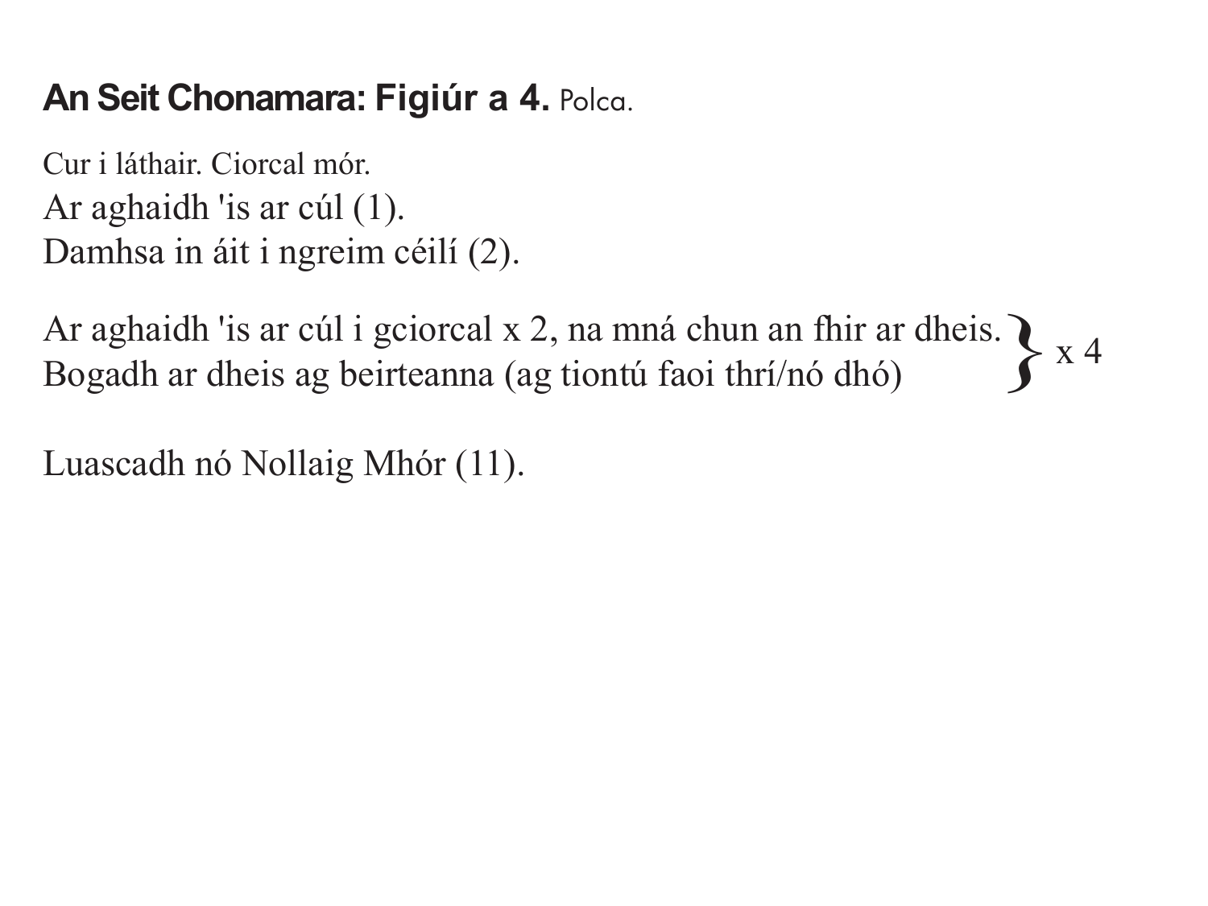**An Seit Chonamara: Figiúr a 4.** Polca.

Cur i láthair. Ciorcal mór.
Ar aghaidh 'is ar cúl (1).
Damhsa in áit i ngreim céilí (2).

Ar aghaidh 'is ar cúl i gciorcal x 2, na mná chun an fhir ar dheis.
Bogadh ar dheis ag beirteanna (ag tiontú faoi thrí/nó dhó)
} x 4

Luascadh nó Nollaig Mhór (11).